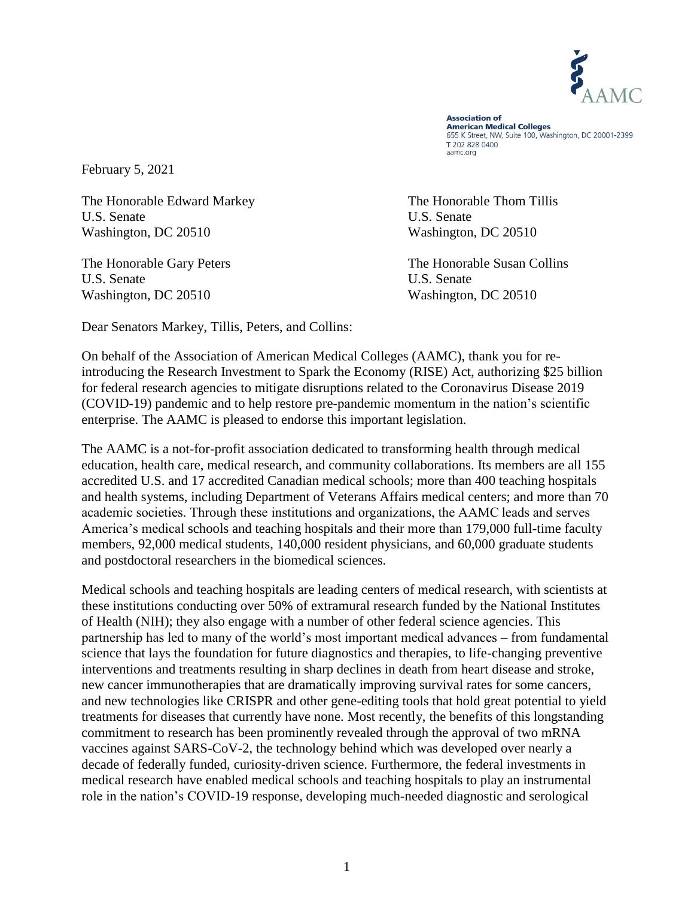Association of
American Medical Colleges
655 K Street, NW, Suite 100, Washington, DC 20001-2399
T 202 828 0400
aamc.org

February 5, 2021

The Honorable Edward Markey
U.S. Senate
Washington, DC 20510

The Honorable Thom Tillis
U.S. Senate
Washington, DC 20510

The Honorable Gary Peters
U.S. Senate
Washington, DC 20510

The Honorable Susan Collins
U.S. Senate
Washington, DC 20510

Dear Senators Markey, Tillis, Peters, and Collins:

On behalf of the Association of American Medical Colleges (AAMC), thank you for re-introducing the Research Investment to Spark the Economy (RISE) Act, authorizing $25 billion for federal research agencies to mitigate disruptions related to the Coronavirus Disease 2019 (COVID-19) pandemic and to help restore pre-pandemic momentum in the nation's scientific enterprise. The AAMC is pleased to endorse this important legislation.

The AAMC is a not-for-profit association dedicated to transforming health through medical education, health care, medical research, and community collaborations. Its members are all 155 accredited U.S. and 17 accredited Canadian medical schools; more than 400 teaching hospitals and health systems, including Department of Veterans Affairs medical centers; and more than 70 academic societies. Through these institutions and organizations, the AAMC leads and serves America's medical schools and teaching hospitals and their more than 179,000 full-time faculty members, 92,000 medical students, 140,000 resident physicians, and 60,000 graduate students and postdoctoral researchers in the biomedical sciences.

Medical schools and teaching hospitals are leading centers of medical research, with scientists at these institutions conducting over 50% of extramural research funded by the National Institutes of Health (NIH); they also engage with a number of other federal science agencies. This partnership has led to many of the world's most important medical advances – from fundamental science that lays the foundation for future diagnostics and therapies, to life-changing preventive interventions and treatments resulting in sharp declines in death from heart disease and stroke, new cancer immunotherapies that are dramatically improving survival rates for some cancers, and new technologies like CRISPR and other gene-editing tools that hold great potential to yield treatments for diseases that currently have none. Most recently, the benefits of this longstanding commitment to research has been prominently revealed through the approval of two mRNA vaccines against SARS-CoV-2, the technology behind which was developed over nearly a decade of federally funded, curiosity-driven science. Furthermore, the federal investments in medical research have enabled medical schools and teaching hospitals to play an instrumental role in the nation's COVID-19 response, developing much-needed diagnostic and serological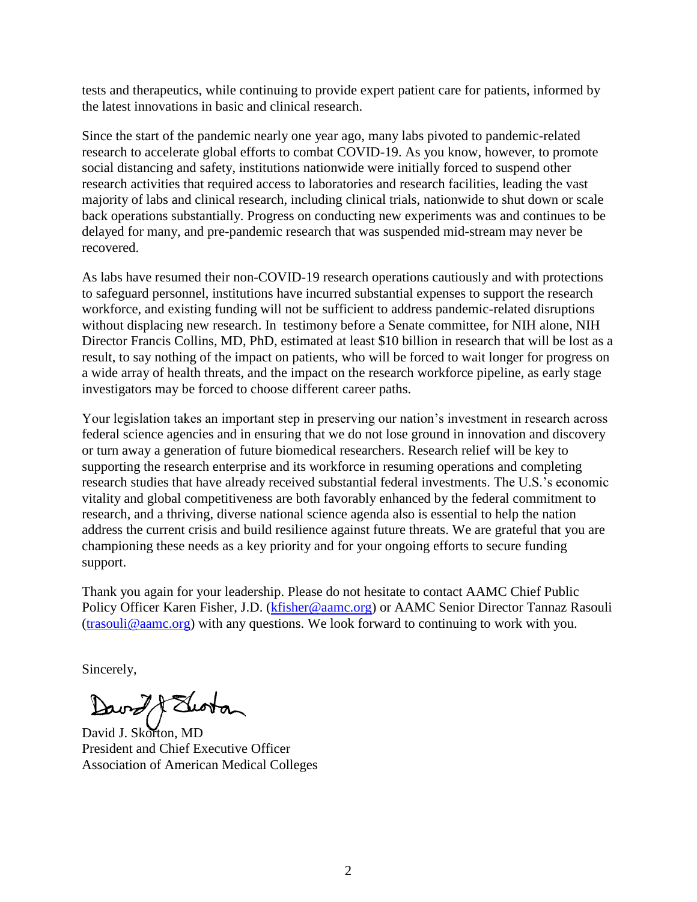tests and therapeutics, while continuing to provide expert patient care for patients, informed by the latest innovations in basic and clinical research.

Since the start of the pandemic nearly one year ago, many labs pivoted to pandemic-related research to accelerate global efforts to combat COVID-19. As you know, however, to promote social distancing and safety, institutions nationwide were initially forced to suspend other research activities that required access to laboratories and research facilities, leading the vast majority of labs and clinical research, including clinical trials, nationwide to shut down or scale back operations substantially. Progress on conducting new experiments was and continues to be delayed for many, and pre-pandemic research that was suspended mid-stream may never be recovered.

As labs have resumed their non-COVID-19 research operations cautiously and with protections to safeguard personnel, institutions have incurred substantial expenses to support the research workforce, and existing funding will not be sufficient to address pandemic-related disruptions without displacing new research. In testimony before a Senate committee, for NIH alone, NIH Director Francis Collins, MD, PhD, estimated at least $10 billion in research that will be lost as a result, to say nothing of the impact on patients, who will be forced to wait longer for progress on a wide array of health threats, and the impact on the research workforce pipeline, as early stage investigators may be forced to choose different career paths.

Your legislation takes an important step in preserving our nation's investment in research across federal science agencies and in ensuring that we do not lose ground in innovation and discovery or turn away a generation of future biomedical researchers. Research relief will be key to supporting the research enterprise and its workforce in resuming operations and completing research studies that have already received substantial federal investments. The U.S.'s economic vitality and global competitiveness are both favorably enhanced by the federal commitment to research, and a thriving, diverse national science agenda also is essential to help the nation address the current crisis and build resilience against future threats. We are grateful that you are championing these needs as a key priority and for your ongoing efforts to secure funding support.

Thank you again for your leadership. Please do not hesitate to contact AAMC Chief Public Policy Officer Karen Fisher, J.D. (kfisher@aamc.org) or AAMC Senior Director Tannaz Rasouli (trasouli@aamc.org) with any questions. We look forward to continuing to work with you.

Sincerely,

David J. Skorton, MD  
President and Chief Executive Officer  
Association of American Medical Colleges